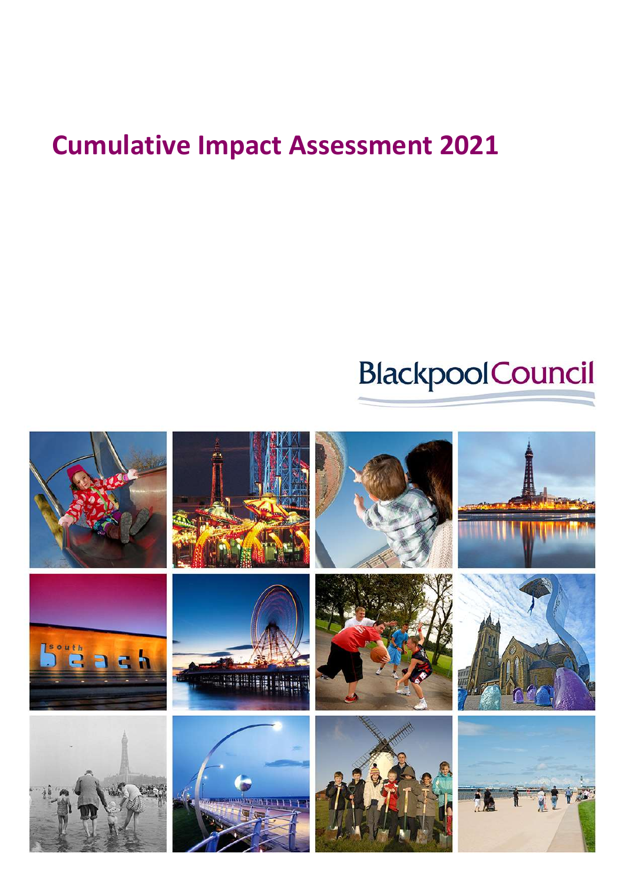# Cumulative Impact Assessment 2021

Blackpool Council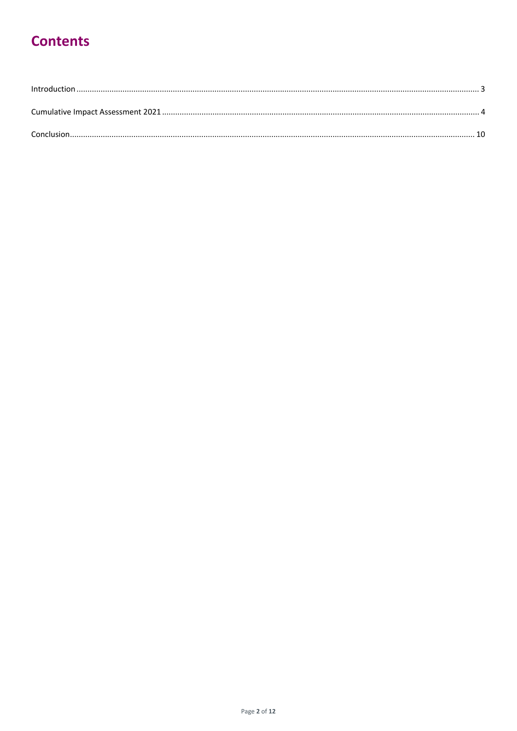# Contents

Introduction ..... 3

Cumulative Impact Assessment 2021 ..... 4

Conclusion ..... 10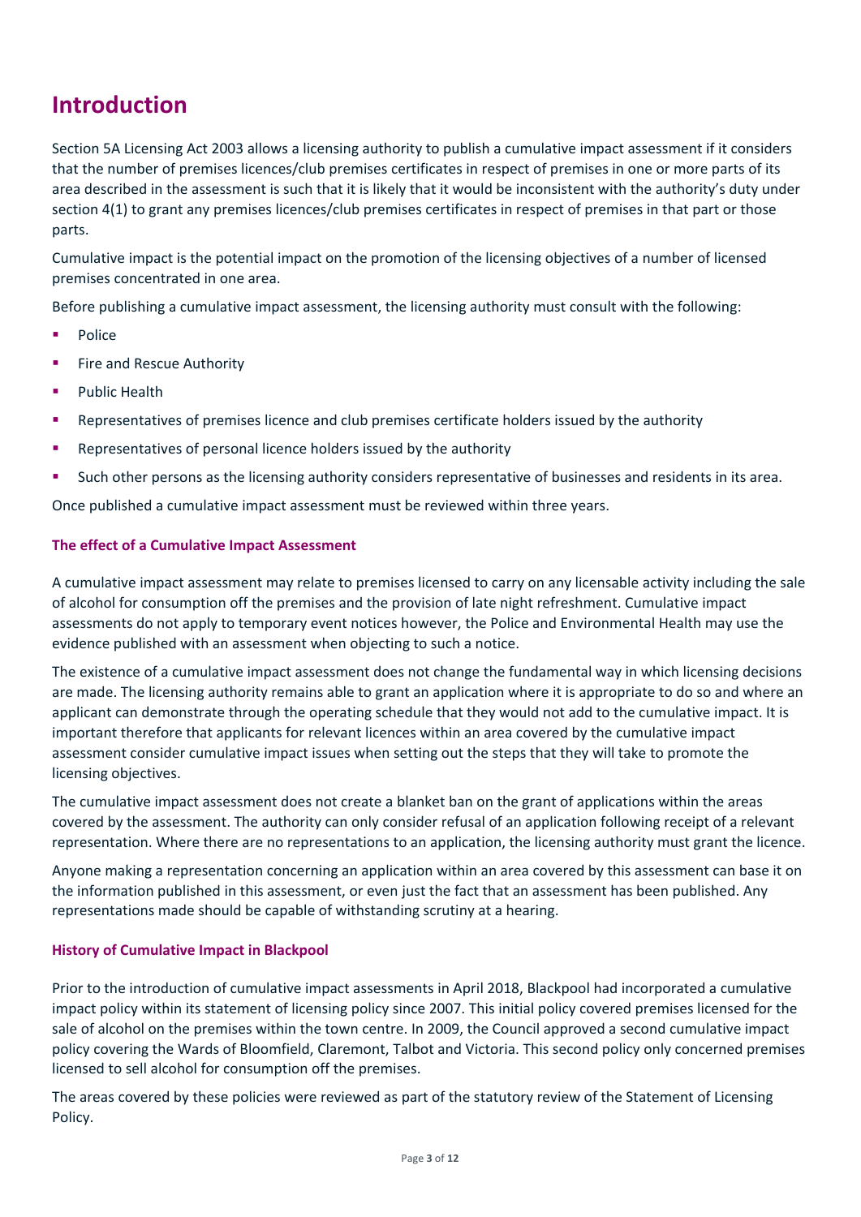# Introduction

Section 5A Licensing Act 2003 allows a licensing authority to publish a cumulative impact assessment if it considers that the number of premises licences/club premises certificates in respect of premises in one or more parts of its area described in the assessment is such that it is likely that it would be inconsistent with the authority's duty under section 4(1) to grant any premises licences/club premises certificates in respect of premises in that part or those parts.

Cumulative impact is the potential impact on the promotion of the licensing objectives of a number of licensed premises concentrated in one area.

Before publishing a cumulative impact assessment, the licensing authority must consult with the following:

- Police
- Fire and Rescue Authority
- Public Health
- Representatives of premises licence and club premises certificate holders issued by the authority
- Representatives of personal licence holders issued by the authority
- Such other persons as the licensing authority considers representative of businesses and residents in its area.

Once published a cumulative impact assessment must be reviewed within three years.

### The effect of a Cumulative Impact Assessment

A cumulative impact assessment may relate to premises licensed to carry on any licensable activity including the sale of alcohol for consumption off the premises and the provision of late night refreshment. Cumulative impact assessments do not apply to temporary event notices however, the Police and Environmental Health may use the evidence published with an assessment when objecting to such a notice.

The existence of a cumulative impact assessment does not change the fundamental way in which licensing decisions are made. The licensing authority remains able to grant an application where it is appropriate to do so and where an applicant can demonstrate through the operating schedule that they would not add to the cumulative impact. It is important therefore that applicants for relevant licences within an area covered by the cumulative impact assessment consider cumulative impact issues when setting out the steps that they will take to promote the licensing objectives.

The cumulative impact assessment does not create a blanket ban on the grant of applications within the areas covered by the assessment. The authority can only consider refusal of an application following receipt of a relevant representation. Where there are no representations to an application, the licensing authority must grant the licence.

Anyone making a representation concerning an application within an area covered by this assessment can base it on the information published in this assessment, or even just the fact that an assessment has been published. Any representations made should be capable of withstanding scrutiny at a hearing.

### History of Cumulative Impact in Blackpool

Prior to the introduction of cumulative impact assessments in April 2018, Blackpool had incorporated a cumulative impact policy within its statement of licensing policy since 2007. This initial policy covered premises licensed for the sale of alcohol on the premises within the town centre. In 2009, the Council approved a second cumulative impact policy covering the Wards of Bloomfield, Claremont, Talbot and Victoria. This second policy only concerned premises licensed to sell alcohol for consumption off the premises.

The areas covered by these policies were reviewed as part of the statutory review of the Statement of Licensing Policy.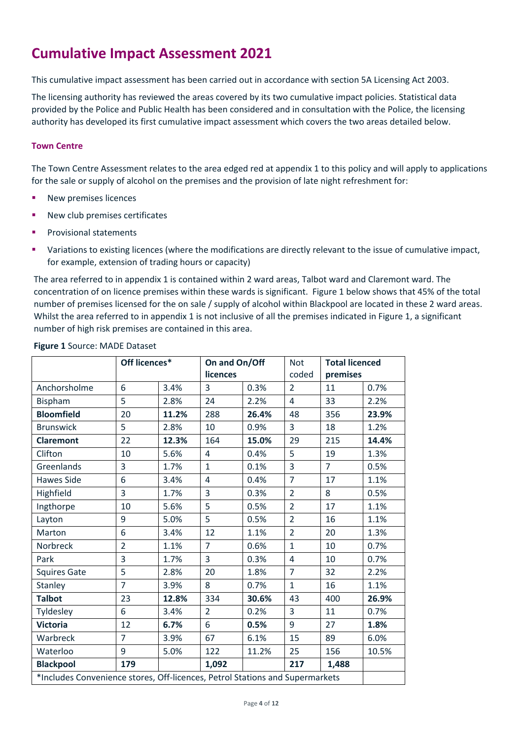# Cumulative Impact Assessment 2021

This cumulative impact assessment has been carried out in accordance with section 5A Licensing Act 2003.

The licensing authority has reviewed the areas covered by its two cumulative impact policies. Statistical data provided by the Police and Public Health has been considered and in consultation with the Police, the licensing authority has developed its first cumulative impact assessment which covers the two areas detailed below.

### Town Centre

The Town Centre Assessment relates to the area edged red at appendix 1 to this policy and will apply to applications for the sale or supply of alcohol on the premises and the provision of late night refreshment for:

- New premises licences
- New club premises certificates
- Provisional statements
- Variations to existing licences (where the modifications are directly relevant to the issue of cumulative impact, for example, extension of trading hours or capacity)

The area referred to in appendix 1 is contained within 2 ward areas, Talbot ward and Claremont ward. The concentration of on licence premises within these wards is significant. Figure 1 below shows that 45% of the total number of premises licensed for the on sale / supply of alcohol within Blackpool are located in these 2 ward areas. Whilst the area referred to in appendix 1 is not inclusive of all the premises indicated in Figure 1, a significant number of high risk premises are contained in this area.

**Figure 1** Source: MADE Dataset

| | **Off licences*** | | **On and On/Off licences** | | Not coded | **Total licenced premises** | |
|---|---|---|---|---|---|---|---|
| Anchorsholme | 6 | 3.4% | 3 | 0.3% | 2 | 11 | 0.7% |
| Bispham | 5 | 2.8% | 24 | 2.2% | 4 | 33 | 2.2% |
| **Bloomfield** | 20 | **11.2%** | 288 | **26.4%** | 48 | 356 | **23.9%** |
| Brunswick | 5 | 2.8% | 10 | 0.9% | 3 | 18 | 1.2% |
| **Claremont** | 22 | **12.3%** | 164 | **15.0%** | 29 | 215 | **14.4%** |
| Clifton | 10 | 5.6% | 4 | 0.4% | 5 | 19 | 1.3% |
| Greenlands | 3 | 1.7% | 1 | 0.1% | 3 | 7 | 0.5% |
| Hawes Side | 6 | 3.4% | 4 | 0.4% | 7 | 17 | 1.1% |
| Highfield | 3 | 1.7% | 3 | 0.3% | 2 | 8 | 0.5% |
| Ingthorpe | 10 | 5.6% | 5 | 0.5% | 2 | 17 | 1.1% |
| Layton | 9 | 5.0% | 5 | 0.5% | 2 | 16 | 1.1% |
| Marton | 6 | 3.4% | 12 | 1.1% | 2 | 20 | 1.3% |
| Norbreck | 2 | 1.1% | 7 | 0.6% | 1 | 10 | 0.7% |
| Park | 3 | 1.7% | 3 | 0.3% | 4 | 10 | 0.7% |
| Squires Gate | 5 | 2.8% | 20 | 1.8% | 7 | 32 | 2.2% |
| Stanley | 7 | 3.9% | 8 | 0.7% | 1 | 16 | 1.1% |
| **Talbot** | 23 | **12.8%** | 334 | **30.6%** | 43 | 400 | **26.9%** |
| Tyldesley | 6 | 3.4% | 2 | 0.2% | 3 | 11 | 0.7% |
| **Victoria** | 12 | **6.7%** | 6 | **0.5%** | 9 | 27 | **1.8%** |
| Warbreck | 7 | 3.9% | 67 | 6.1% | 15 | 89 | 6.0% |
| Waterloo | 9 | 5.0% | 122 | 11.2% | 25 | 156 | 10.5% |
| **Blackpool** | **179** | | **1,092** | | **217** | **1,488** | |
| *Includes Convenience stores, Off-licences, Petrol Stations and Supermarkets | | | | | | | |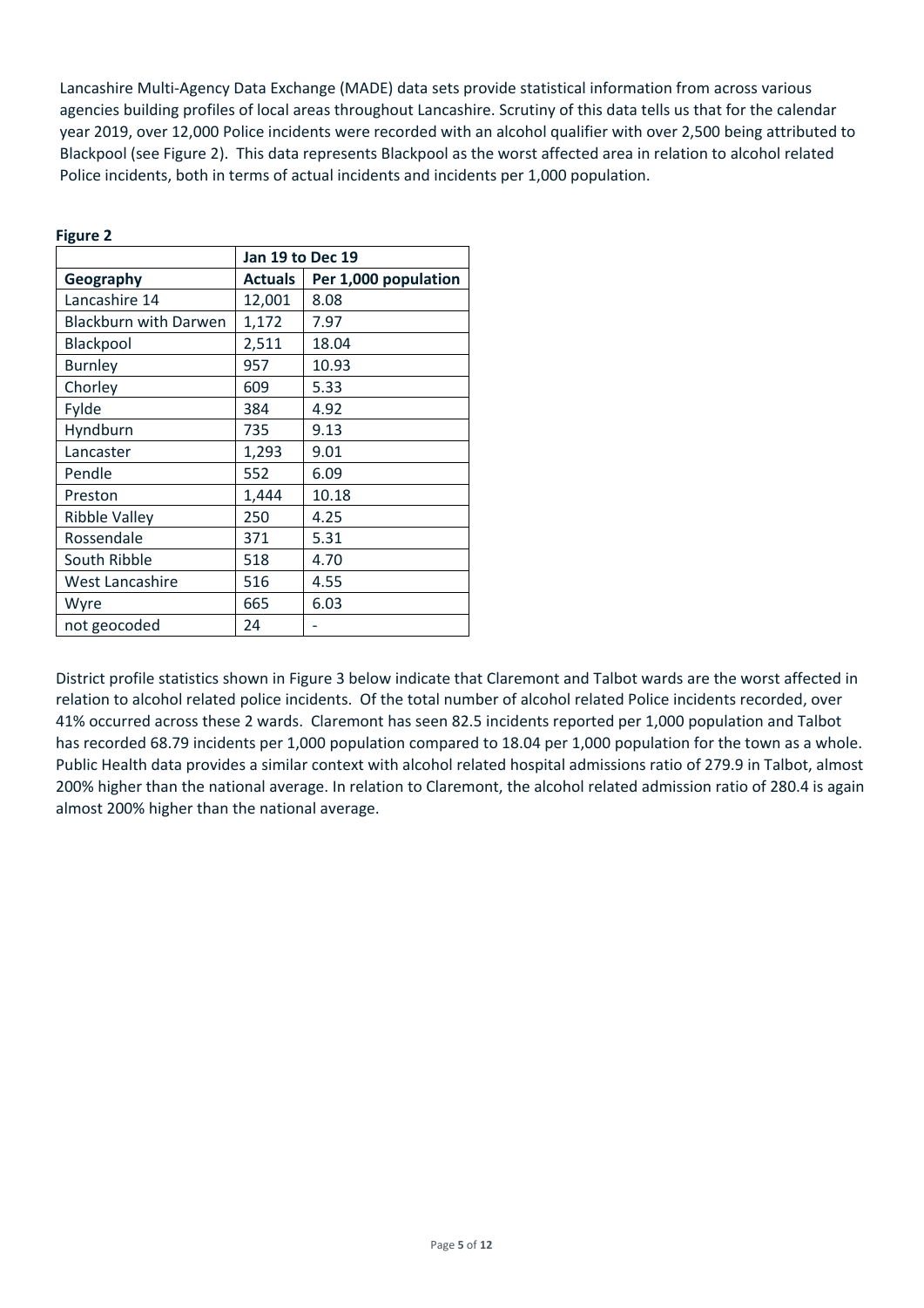Lancashire Multi-Agency Data Exchange (MADE) data sets provide statistical information from across various agencies building profiles of local areas throughout Lancashire. Scrutiny of this data tells us that for the calendar year 2019, over 12,000 Police incidents were recorded with an alcohol qualifier with over 2,500 being attributed to Blackpool (see Figure 2). This data represents Blackpool as the worst affected area in relation to alcohol related Police incidents, both in terms of actual incidents and incidents per 1,000 population.

**Figure 2**

| | Jan 19 to Dec 19 | |
|---|---|---|
| **Geography** | **Actuals** | **Per 1,000 population** |
| Lancashire 14 | 12,001 | 8.08 |
| Blackburn with Darwen | 1,172 | 7.97 |
| Blackpool | 2,511 | 18.04 |
| Burnley | 957 | 10.93 |
| Chorley | 609 | 5.33 |
| Fylde | 384 | 4.92 |
| Hyndburn | 735 | 9.13 |
| Lancaster | 1,293 | 9.01 |
| Pendle | 552 | 6.09 |
| Preston | 1,444 | 10.18 |
| Ribble Valley | 250 | 4.25 |
| Rossendale | 371 | 5.31 |
| South Ribble | 518 | 4.70 |
| West Lancashire | 516 | 4.55 |
| Wyre | 665 | 6.03 |
| not geocoded | 24 | - |

District profile statistics shown in Figure 3 below indicate that Claremont and Talbot wards are the worst affected in relation to alcohol related police incidents. Of the total number of alcohol related Police incidents recorded, over 41% occurred across these 2 wards. Claremont has seen 82.5 incidents reported per 1,000 population and Talbot has recorded 68.79 incidents per 1,000 population compared to 18.04 per 1,000 population for the town as a whole. Public Health data provides a similar context with alcohol related hospital admissions ratio of 279.9 in Talbot, almost 200% higher than the national average. In relation to Claremont, the alcohol related admission ratio of 280.4 is again almost 200% higher than the national average.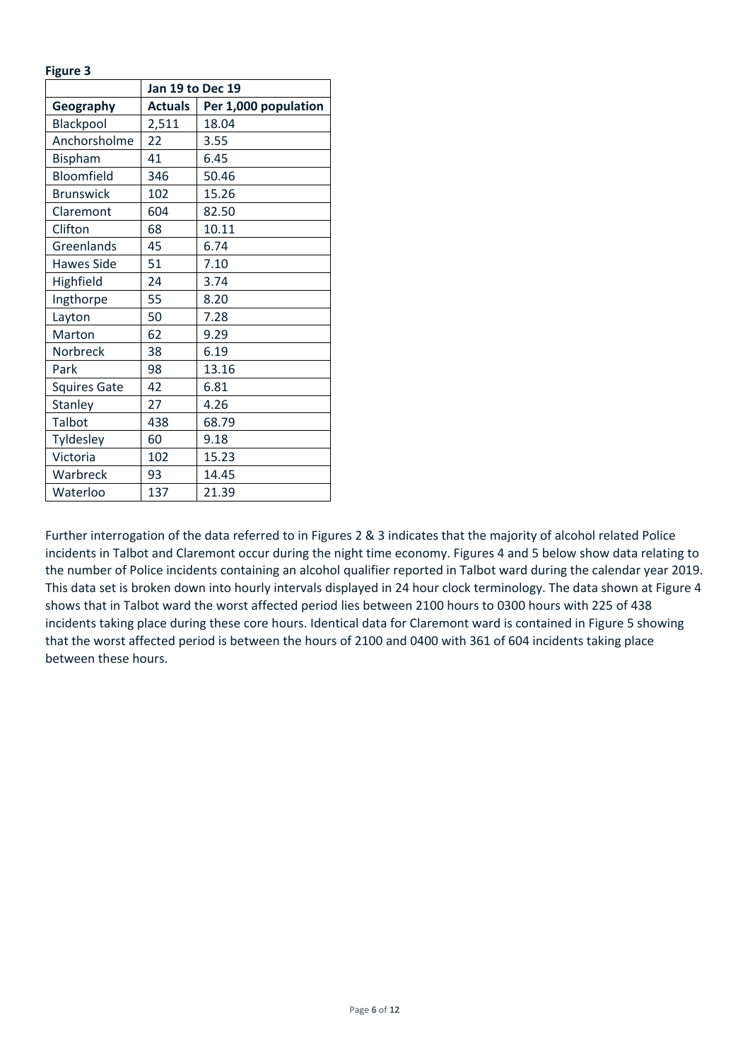**Figure 3**

| | Jan 19 to Dec 19 | |
|---|---|---|
| **Geography** | **Actuals** | **Per 1,000 population** |
| Blackpool | 2,511 | 18.04 |
| Anchorsholme | 22 | 3.55 |
| Bispham | 41 | 6.45 |
| Bloomfield | 346 | 50.46 |
| Brunswick | 102 | 15.26 |
| Claremont | 604 | 82.50 |
| Clifton | 68 | 10.11 |
| Greenlands | 45 | 6.74 |
| Hawes Side | 51 | 7.10 |
| Highfield | 24 | 3.74 |
| Ingthorpe | 55 | 8.20 |
| Layton | 50 | 7.28 |
| Marton | 62 | 9.29 |
| Norbreck | 38 | 6.19 |
| Park | 98 | 13.16 |
| Squires Gate | 42 | 6.81 |
| Stanley | 27 | 4.26 |
| Talbot | 438 | 68.79 |
| Tyldesley | 60 | 9.18 |
| Victoria | 102 | 15.23 |
| Warbreck | 93 | 14.45 |
| Waterloo | 137 | 21.39 |

Further interrogation of the data referred to in Figures 2 & 3 indicates that the majority of alcohol related Police incidents in Talbot and Claremont occur during the night time economy. Figures 4 and 5 below show data relating to the number of Police incidents containing an alcohol qualifier reported in Talbot ward during the calendar year 2019. This data set is broken down into hourly intervals displayed in 24 hour clock terminology. The data shown at Figure 4 shows that in Talbot ward the worst affected period lies between 2100 hours to 0300 hours with 225 of 438 incidents taking place during these core hours. Identical data for Claremont ward is contained in Figure 5 showing that the worst affected period is between the hours of 2100 and 0400 with 361 of 604 incidents taking place between these hours.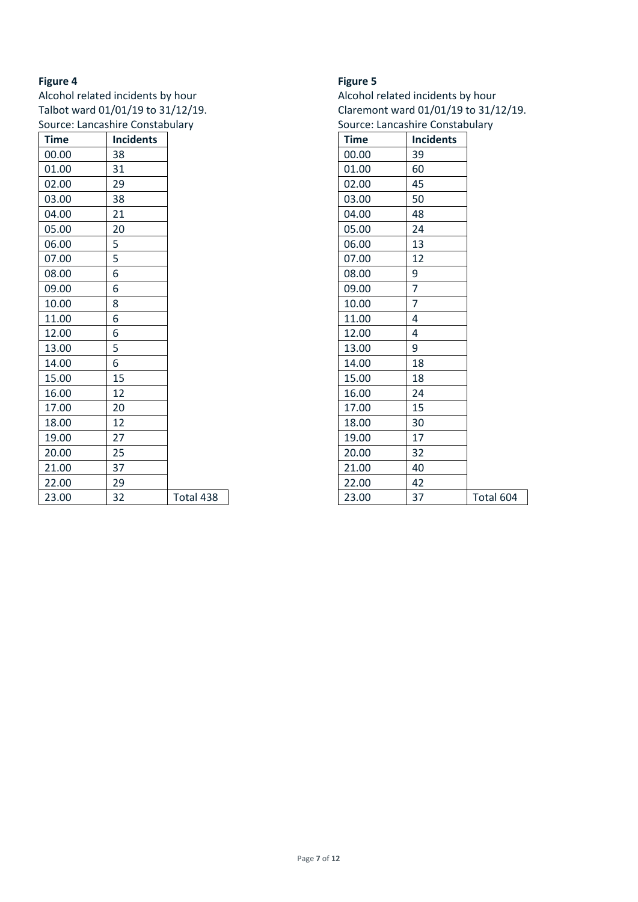**Figure 4**

Alcohol related incidents by hour
Talbot ward 01/01/19 to 31/12/19.
Source: Lancashire Constabulary

| Time | Incidents | |
|---|---|---|
| 00.00 | 38 | |
| 01.00 | 31 | |
| 02.00 | 29 | |
| 03.00 | 38 | |
| 04.00 | 21 | |
| 05.00 | 20 | |
| 06.00 | 5 | |
| 07.00 | 5 | |
| 08.00 | 6 | |
| 09.00 | 6 | |
| 10.00 | 8 | |
| 11.00 | 6 | |
| 12.00 | 6 | |
| 13.00 | 5 | |
| 14.00 | 6 | |
| 15.00 | 15 | |
| 16.00 | 12 | |
| 17.00 | 20 | |
| 18.00 | 12 | |
| 19.00 | 27 | |
| 20.00 | 25 | |
| 21.00 | 37 | |
| 22.00 | 29 | |
| 23.00 | 32 | Total 438 |

**Figure 5**

Alcohol related incidents by hour
Claremont ward 01/01/19 to 31/12/19.
Source: Lancashire Constabulary

| Time | Incidents | |
|---|---|---|
| 00.00 | 39 | |
| 01.00 | 60 | |
| 02.00 | 45 | |
| 03.00 | 50 | |
| 04.00 | 48 | |
| 05.00 | 24 | |
| 06.00 | 13 | |
| 07.00 | 12 | |
| 08.00 | 9 | |
| 09.00 | 7 | |
| 10.00 | 7 | |
| 11.00 | 4 | |
| 12.00 | 4 | |
| 13.00 | 9 | |
| 14.00 | 18 | |
| 15.00 | 18 | |
| 16.00 | 24 | |
| 17.00 | 15 | |
| 18.00 | 30 | |
| 19.00 | 17 | |
| 20.00 | 32 | |
| 21.00 | 40 | |
| 22.00 | 42 | |
| 23.00 | 37 | Total 604 |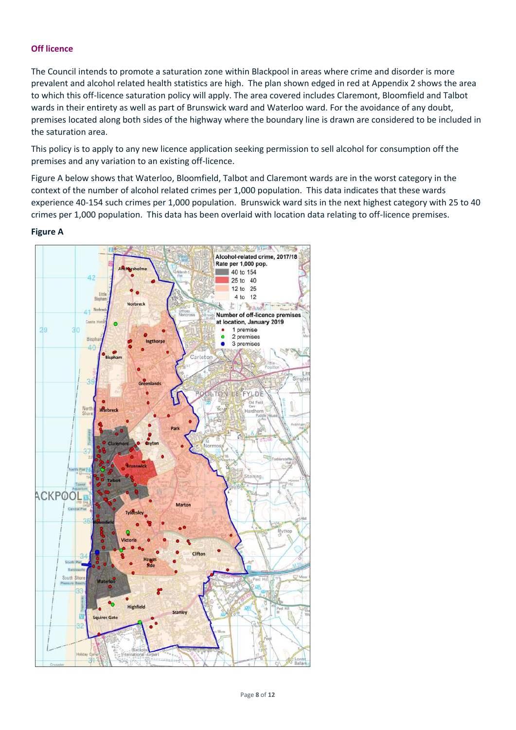## Off licence

The Council intends to promote a saturation zone within Blackpool in areas where crime and disorder is more prevalent and alcohol related health statistics are high. The plan shown edged in red at Appendix 2 shows the area to which this off-licence saturation policy will apply. The area covered includes Claremont, Bloomfield and Talbot wards in their entirety as well as part of Brunswick ward and Waterloo ward. For the avoidance of any doubt, premises located along both sides of the highway where the boundary line is drawn are considered to be included in the saturation area.

This policy is to apply to any new licence application seeking permission to sell alcohol for consumption off the premises and any variation to an existing off-licence.

Figure A below shows that Waterloo, Bloomfield, Talbot and Claremont wards are in the worst category in the context of the number of alcohol related crimes per 1,000 population. This data indicates that these wards experience 40-154 such crimes per 1,000 population. Brunswick ward sits in the next highest category with 25 to 40 crimes per 1,000 population. This data has been overlaid with location data relating to off-licence premises.

**Figure A**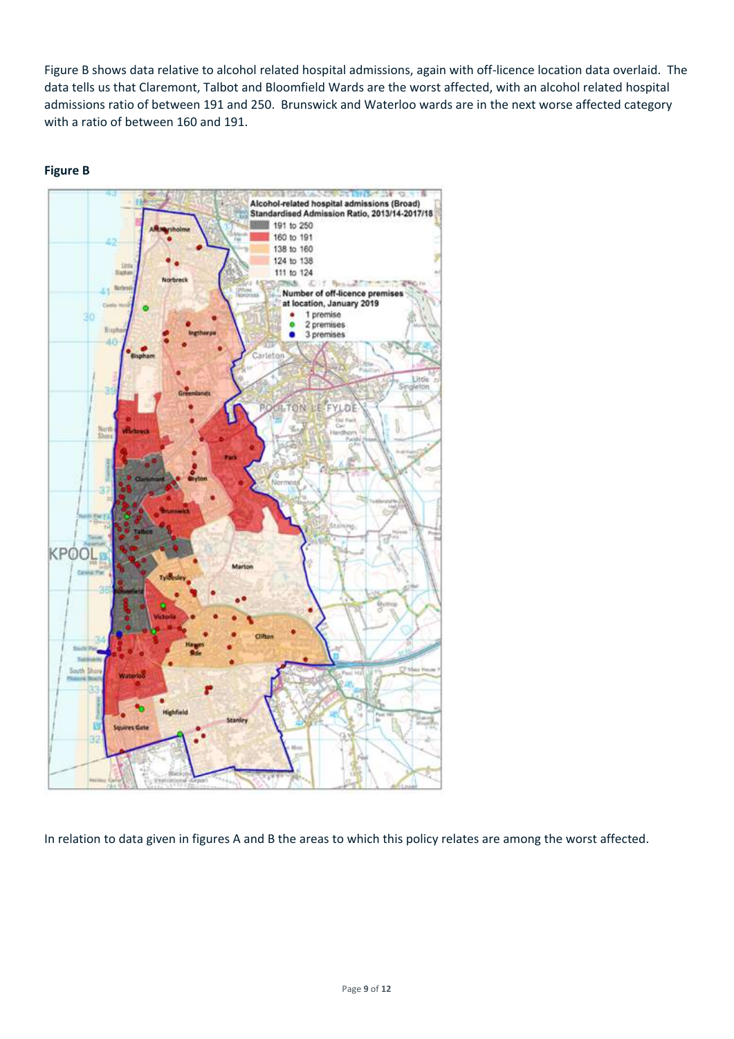Figure B shows data relative to alcohol related hospital admissions, again with off-licence location data overlaid. The data tells us that Claremont, Talbot and Bloomfield Wards are the worst affected, with an alcohol related hospital admissions ratio of between 191 and 250. Brunswick and Waterloo wards are in the next worse affected category with a ratio of between 160 and 191.

**Figure B**

In relation to data given in figures A and B the areas to which this policy relates are among the worst affected.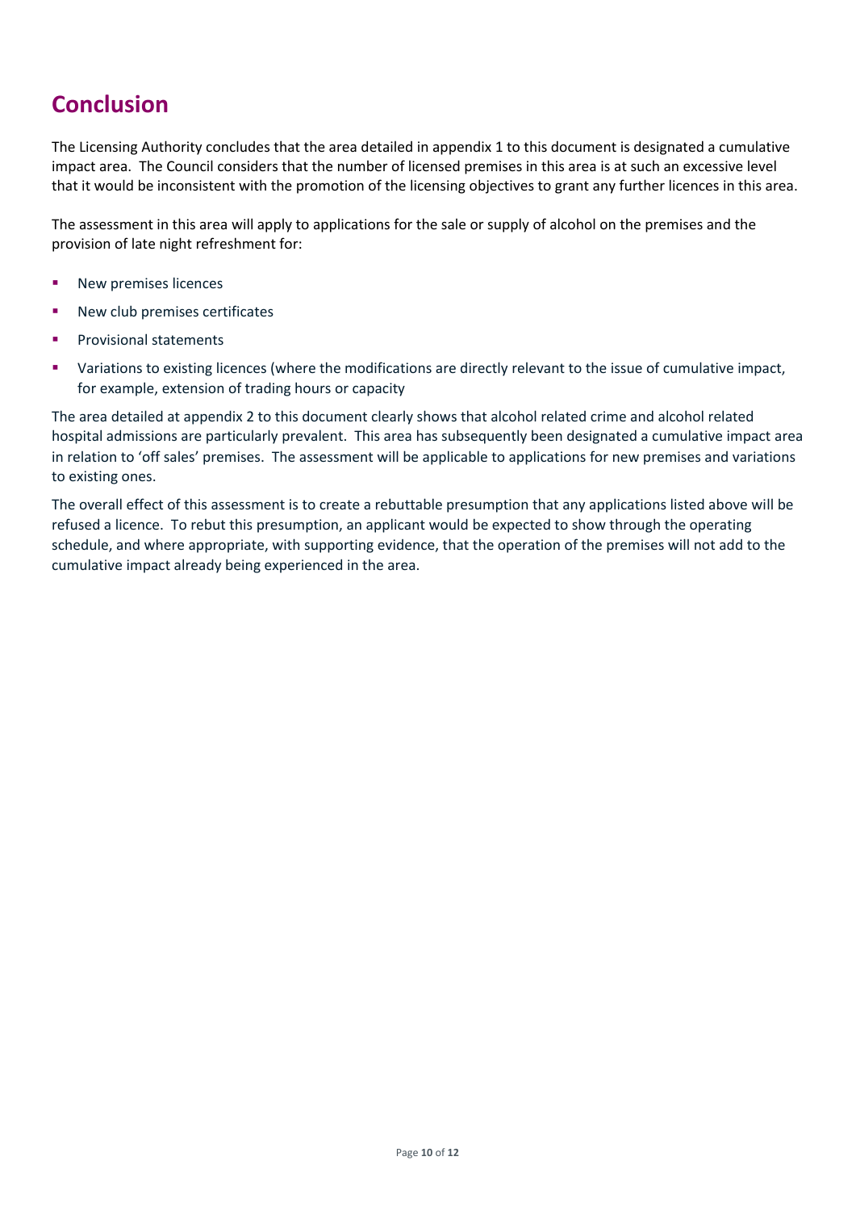# Conclusion

The Licensing Authority concludes that the area detailed in appendix 1 to this document is designated a cumulative impact area. The Council considers that the number of licensed premises in this area is at such an excessive level that it would be inconsistent with the promotion of the licensing objectives to grant any further licences in this area.

The assessment in this area will apply to applications for the sale or supply of alcohol on the premises and the provision of late night refreshment for:

- New premises licences
- New club premises certificates
- Provisional statements
- Variations to existing licences (where the modifications are directly relevant to the issue of cumulative impact, for example, extension of trading hours or capacity

The area detailed at appendix 2 to this document clearly shows that alcohol related crime and alcohol related hospital admissions are particularly prevalent. This area has subsequently been designated a cumulative impact area in relation to 'off sales' premises. The assessment will be applicable to applications for new premises and variations to existing ones.

The overall effect of this assessment is to create a rebuttable presumption that any applications listed above will be refused a licence. To rebut this presumption, an applicant would be expected to show through the operating schedule, and where appropriate, with supporting evidence, that the operation of the premises will not add to the cumulative impact already being experienced in the area.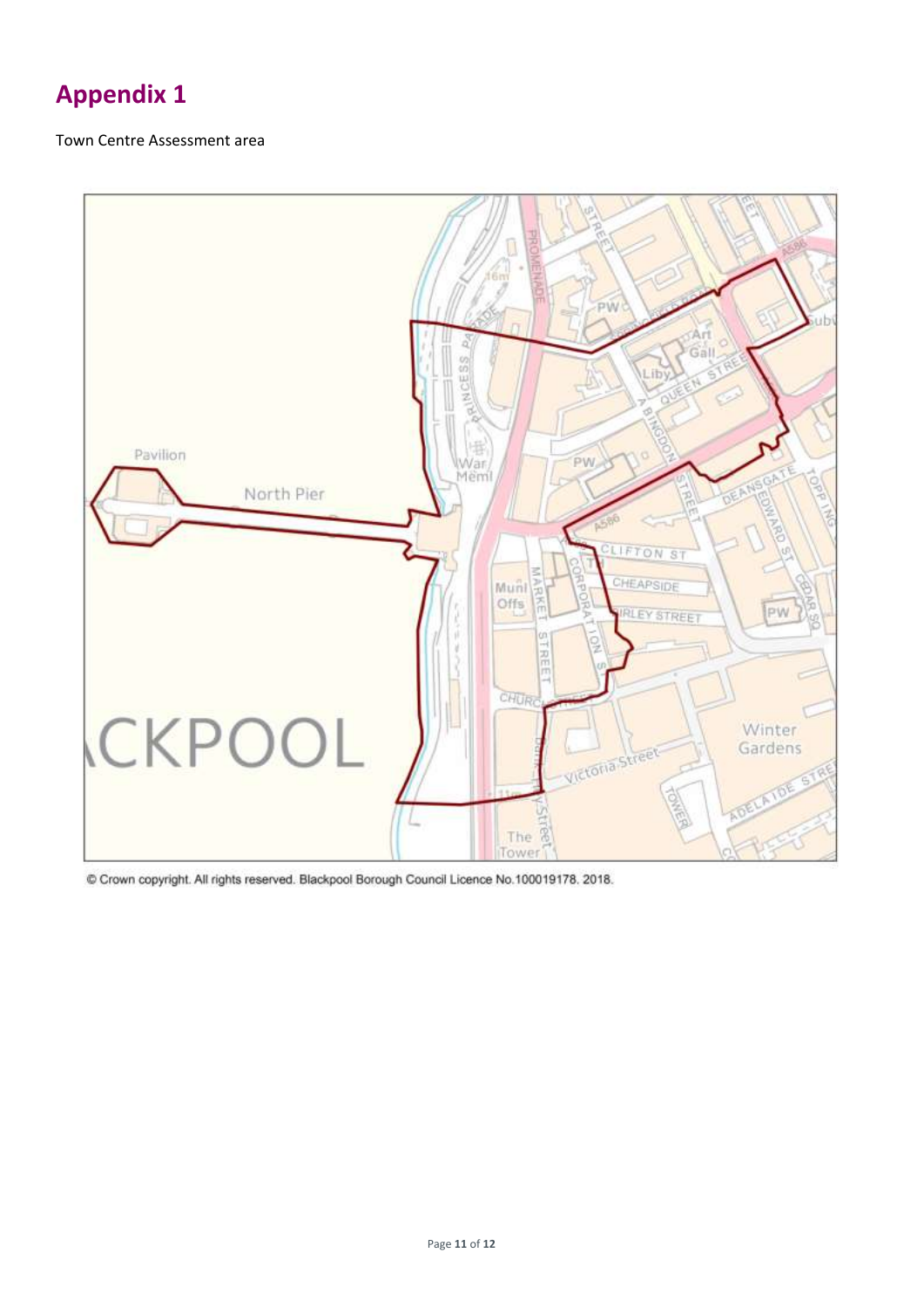# Appendix 1

Town Centre Assessment area

© Crown copyright. All rights reserved. Blackpool Borough Council Licence No.100019178. 2018.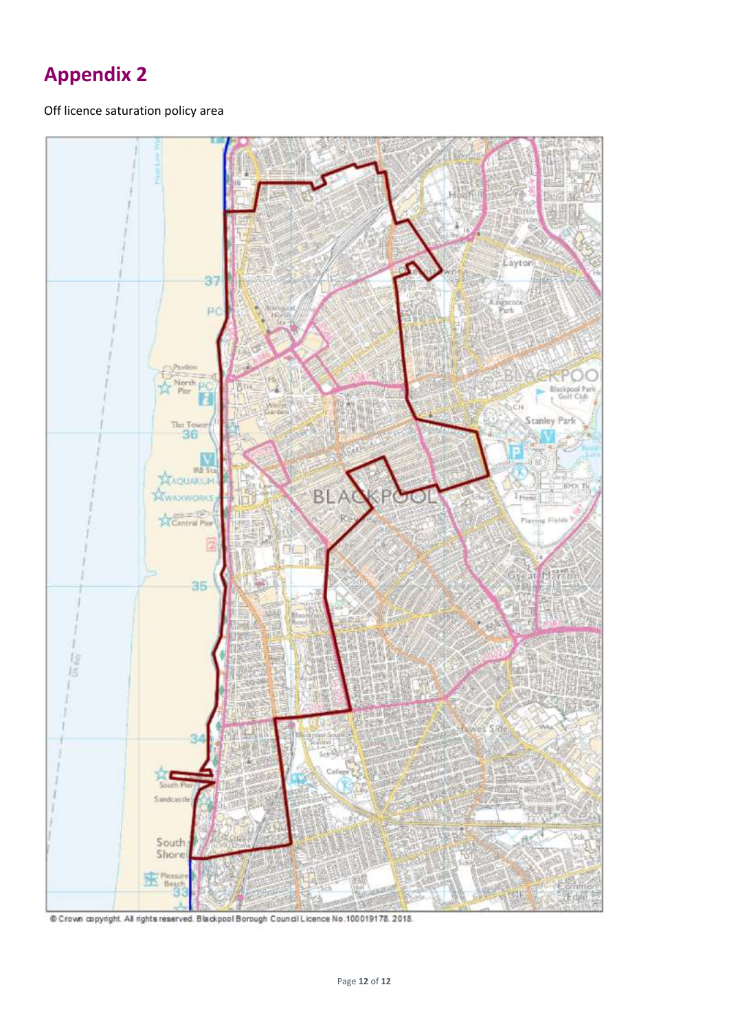# Appendix 2

Off licence saturation policy area

© Crown copyright. All rights reserved. Blackpool Borough Council Licence No.100019178. 2018.